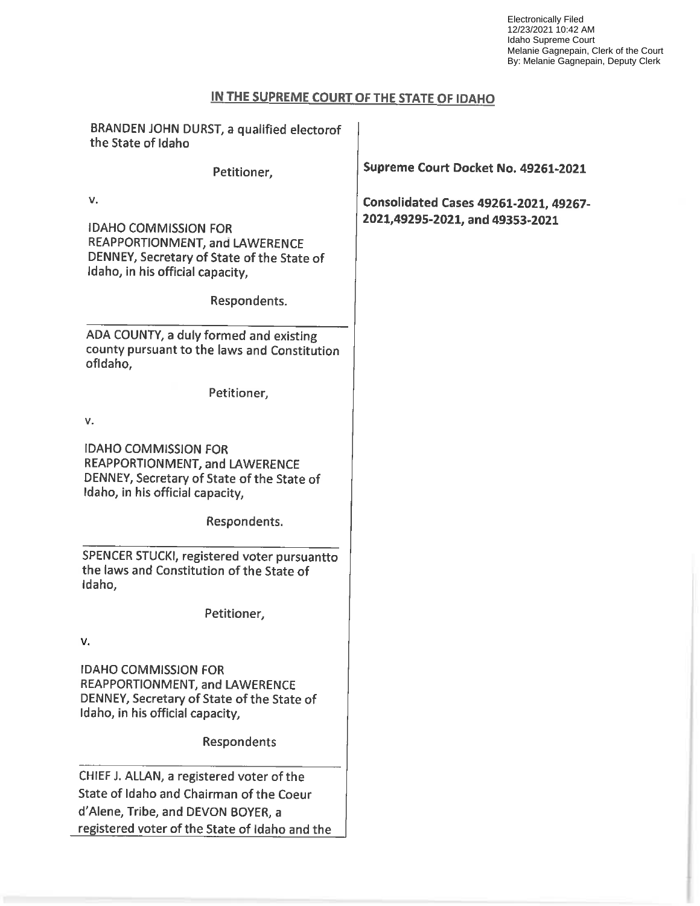Electronically Filed
12/23/2021 10:42 AM
Idaho Supreme Court
Melanie Gagnepain, Clerk of the Court
By: Melanie Gagnepain, Deputy Clerk

## IN THE SUPREME COURT OF THE STATE OF IDAHO

BRANDEN JOHN DURST, a qualified electorof the State of Idaho

Petitioner,

v.

IDAHO COMMISSION FOR REAPPORTIONMENT, and LAWERENCE DENNEY, Secretary of State of the State of Idaho, in his official capacity,

Respondents.

---

ADA COUNTY, a duly formed and existing county pursuant to the laws and Constitution ofIdaho,

Petitioner,

v.

IDAHO COMMISSION FOR REAPPORTIONMENT, and LAWERENCE DENNEY, Secretary of State of the State of Idaho, in his official capacity,

Respondents.

---

SPENCER STUCKI, registered voter pursuantto the laws and Constitution of the State of Idaho,

Petitioner,

v.

IDAHO COMMISSION FOR REAPPORTIONMENT, and LAWERENCE DENNEY, Secretary of State of the State of Idaho, in his official capacity,

Respondents

---

CHIEF J. ALLAN, a registered voter of the State of Idaho and Chairman of the Coeur d'Alene, Tribe, and DEVON BOYER, a registered voter of the State of Idaho and the

**Supreme Court Docket No. 49261-2021**

**Consolidated Cases 49261-2021, 49267-2021,49295-2021, and 49353-2021**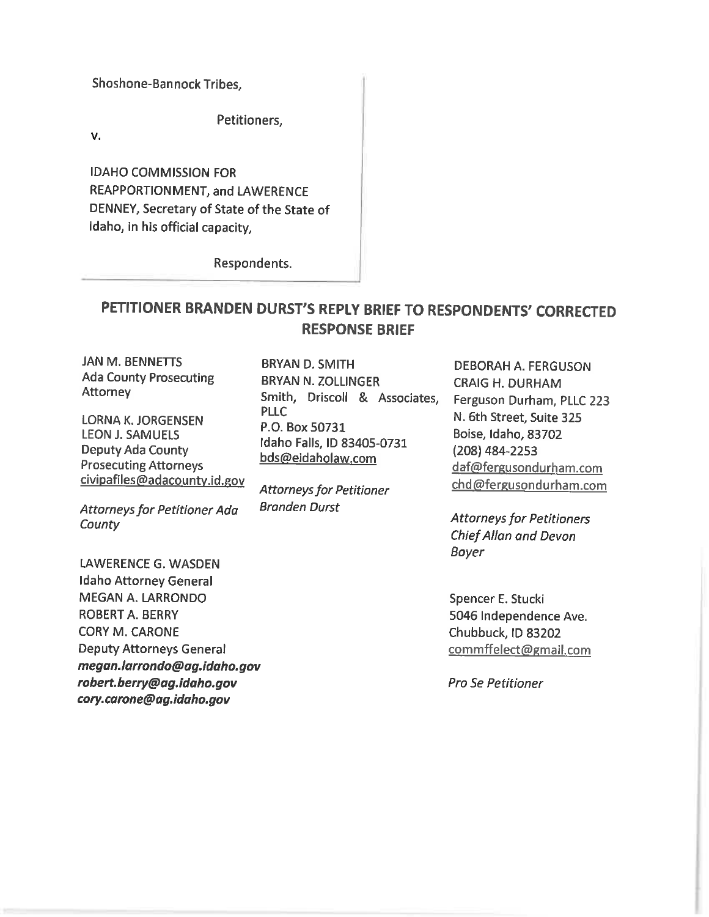Shoshone-Bannock Tribes,

Petitioners,

v.

IDAHO COMMISSION FOR REAPPORTIONMENT, and LAWERENCE DENNEY, Secretary of State of the State of Idaho, in his official capacity,

Respondents.

# PETITIONER BRANDEN DURST'S REPLY BRIEF TO RESPONDENTS' CORRECTED RESPONSE BRIEF

JAN M. BENNETTS
Ada County Prosecuting Attorney

LORNA K. JORGENSEN
LEON J. SAMUELS
Deputy Ada County Prosecuting Attorneys
civipafiles@adacounty.id.gov

*Attorneys for Petitioner Ada County*

BRYAN D. SMITH
BRYAN N. ZOLLINGER
Smith, Driscoll & Associates, PLLC
P.O. Box 50731
Idaho Falls, ID 83405-0731
bds@eidaholaw.com

*Attorneys for Petitioner Branden Durst*

DEBORAH A. FERGUSON
CRAIG H. DURHAM
Ferguson Durham, PLLC 223 N. 6th Street, Suite 325
Boise, Idaho, 83702
(208) 484-2253
daf@fergusondurham.com
chd@fergusondurham.com

*Attorneys for Petitioners Chief Allan and Devon Boyer*

LAWERENCE G. WASDEN
Idaho Attorney General
MEGAN A. LARRONDO
ROBERT A. BERRY
CORY M. CARONE
Deputy Attorneys General
***megan.larrondo@ag.idaho.gov***
***robert.berry@ag.idaho.gov***
***cory.carone@ag.idaho.gov***

Spencer E. Stucki
5046 Independence Ave.
Chubbuck, ID 83202
commffelect@gmail.com

*Pro Se Petitioner*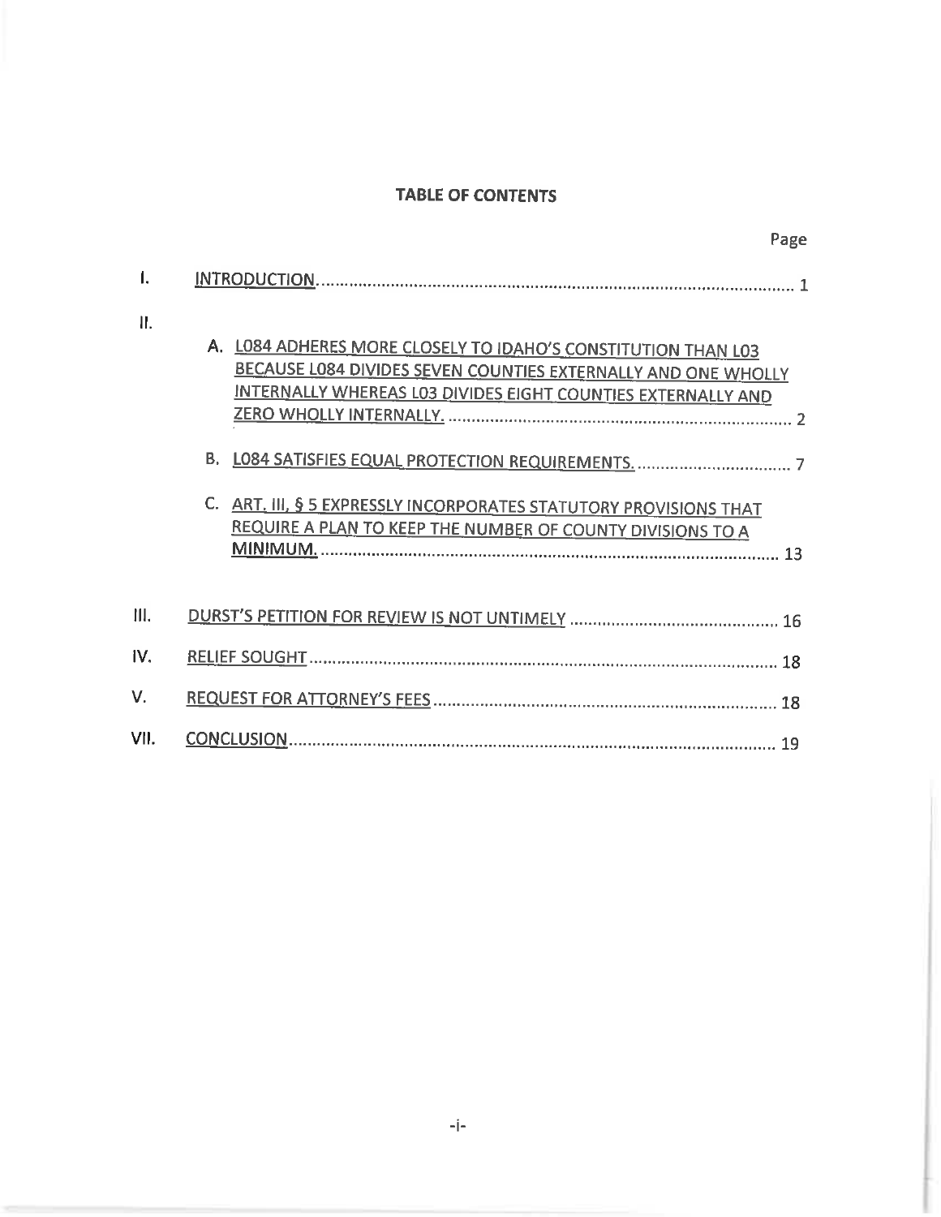**TABLE OF CONTENTS**

Page

I. INTRODUCTION ........................................................................................................ 1

II.

A. L084 ADHERES MORE CLOSELY TO IDAHO'S CONSTITUTION THAN L03 BECAUSE L084 DIVIDES SEVEN COUNTIES EXTERNALLY AND ONE WHOLLY INTERNALLY WHEREAS L03 DIVIDES EIGHT COUNTIES EXTERNALLY AND ZERO WHOLLY INTERNALLY. ........................................................................... 2

B. L084 SATISFIES EQUAL PROTECTION REQUIREMENTS. ................................. 7

C. ART. III, § 5 EXPRESSLY INCORPORATES STATUTORY PROVISIONS THAT REQUIRE A PLAN TO KEEP THE NUMBER OF COUNTY DIVISIONS TO A MINIMUM. ................................................................................................ 13

III. DURST'S PETITION FOR REVIEW IS NOT UNTIMELY ............................................ 16

IV. RELIEF SOUGHT ...................................................................................................... 18

V. REQUEST FOR ATTORNEY'S FEES .......................................................................... 18

VII. CONCLUSION .......................................................................................................... 19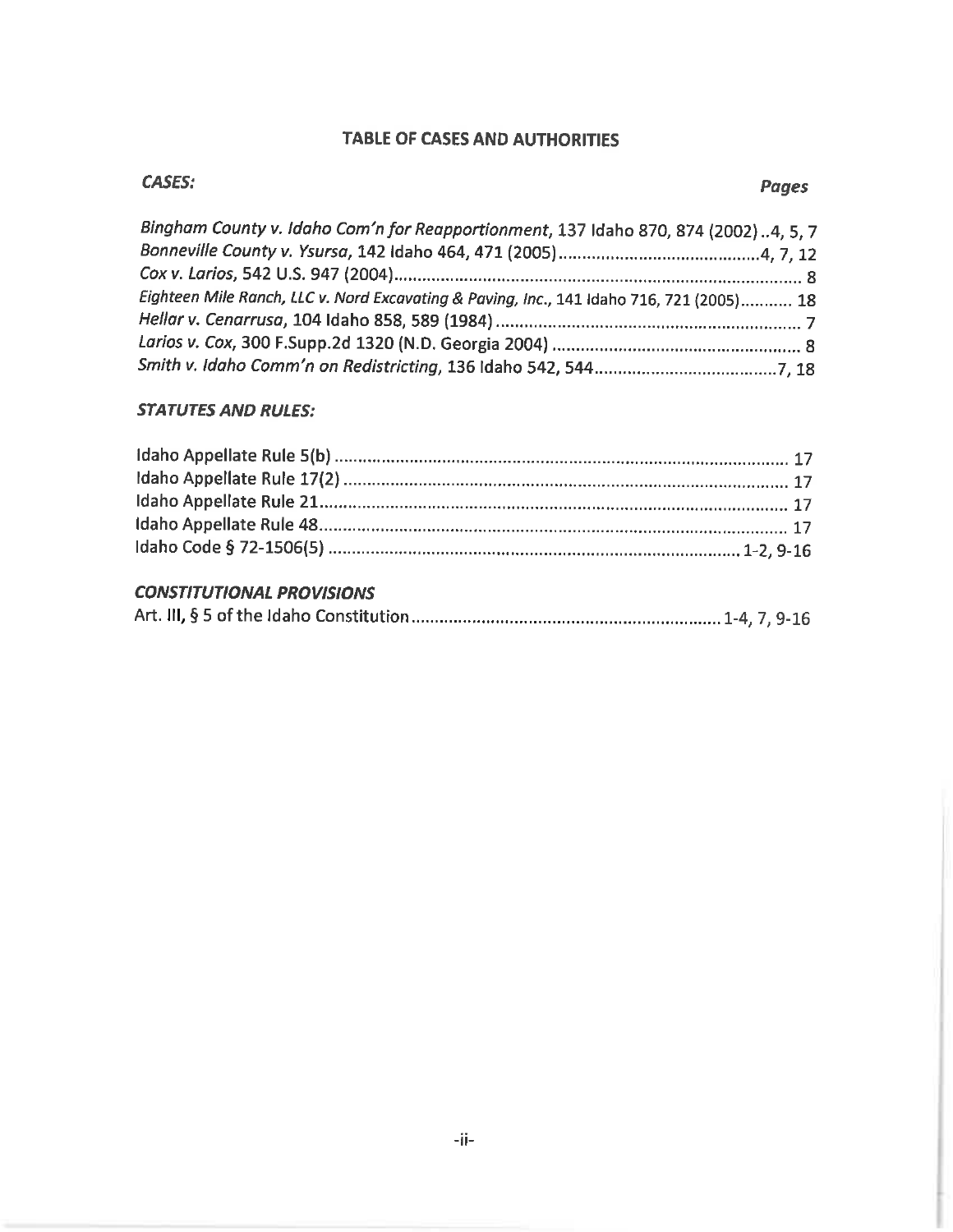## TABLE OF CASES AND AUTHORITIES

***CASES:*** ***Pages***

*Bingham County v. Idaho Com'n for Reapportionment*, 137 Idaho 870, 874 (2002) ..4, 5, 7
*Bonneville County v. Ysursa*, 142 Idaho 464, 471 (2005) ....................................4, 7, 12
*Cox v. Larios*, 542 U.S. 947 (2004) ........................................................................ 8
*Eighteen Mile Ranch, LLC v. Nord Excavating & Paving, Inc.*, 141 Idaho 716, 721 (2005)........... 18
*Hellar v. Cenarrusa*, 104 Idaho 858, 589 (1984) ................................................... 7
*Larios v. Cox*, 300 F.Supp.2d 1320 (N.D. Georgia 2004) ...................................... 8
*Smith v. Idaho Comm'n on Redistricting*, 136 Idaho 542, 544.................................7, 18

***STATUTES AND RULES:***

Idaho Appellate Rule 5(b) ........................................................................................ 17
Idaho Appellate Rule 17(2) ...................................................................................... 17
Idaho Appellate Rule 21............................................................................................ 17
Idaho Appellate Rule 48............................................................................................ 17
Idaho Code § 72-1506(5) ...............................................................................1-2, 9-16

***CONSTITUTIONAL PROVISIONS***

Art. III, § 5 of the Idaho Constitution ..........................................................1-4, 7, 9-16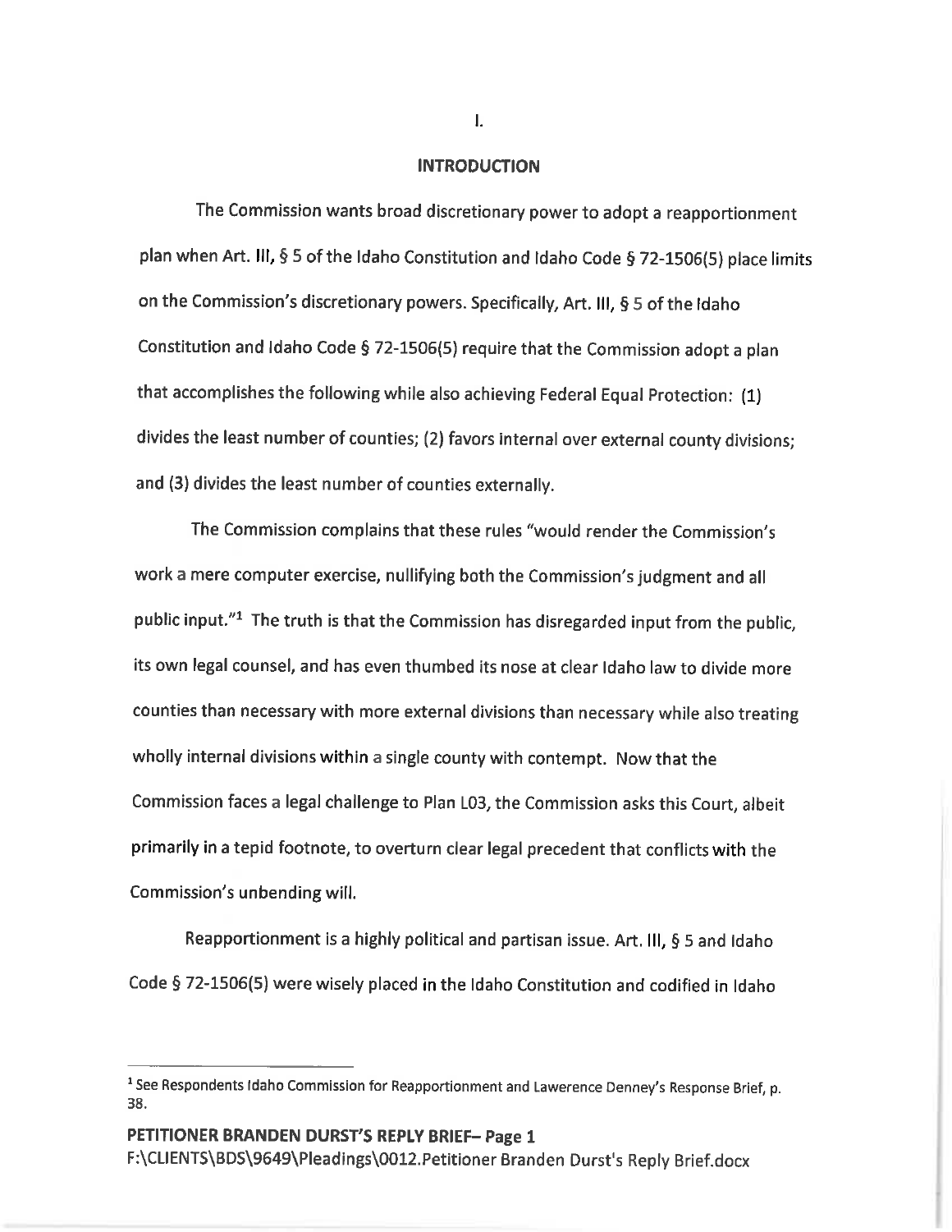# I.

## INTRODUCTION

The Commission wants broad discretionary power to adopt a reapportionment plan when Art. III, § 5 of the Idaho Constitution and Idaho Code § 72-1506(5) place limits on the Commission's discretionary powers. Specifically, Art. III, § 5 of the Idaho Constitution and Idaho Code § 72-1506(5) require that the Commission adopt a plan that accomplishes the following while also achieving Federal Equal Protection: (1) divides the least number of counties; (2) favors internal over external county divisions; and (3) divides the least number of counties externally.

The Commission complains that these rules "would render the Commission's work a mere computer exercise, nullifying both the Commission's judgment and all public input."[1] The truth is that the Commission has disregarded input from the public, its own legal counsel, and has even thumbed its nose at clear Idaho law to divide more counties than necessary with more external divisions than necessary while also treating wholly internal divisions within a single county with contempt. Now that the Commission faces a legal challenge to Plan L03, the Commission asks this Court, albeit primarily in a tepid footnote, to overturn clear legal precedent that conflicts with the Commission's unbending will.

Reapportionment is a highly political and partisan issue. Art. III, § 5 and Idaho Code § 72-1506(5) were wisely placed in the Idaho Constitution and codified in Idaho

---

[1] See Respondents Idaho Commission for Reapportionment and Lawerence Denney's Response Brief, p. 38.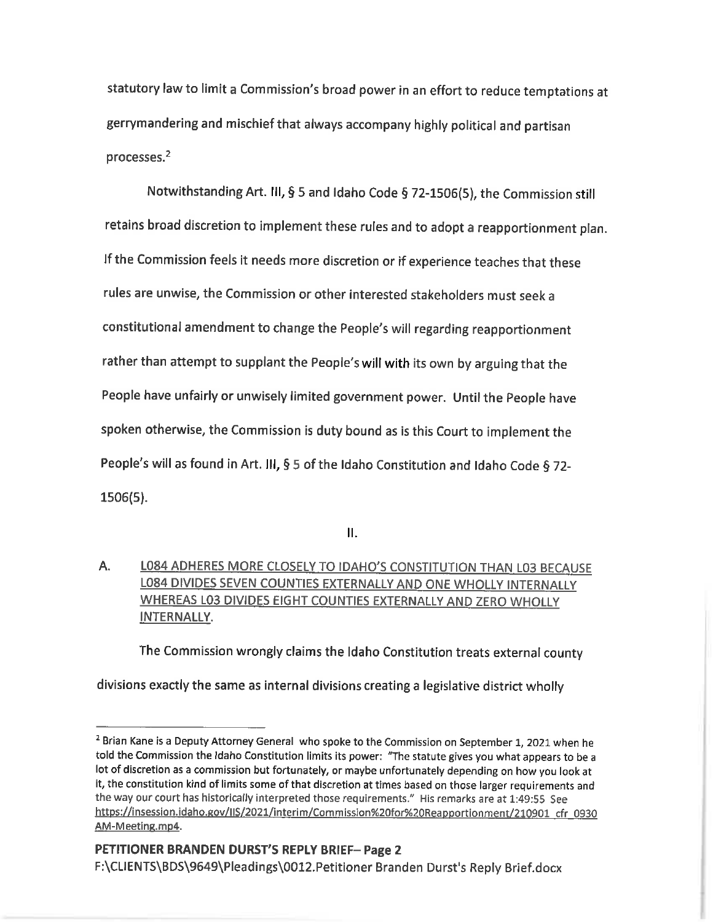statutory law to limit a Commission's broad power in an effort to reduce temptations at gerrymandering and mischief that always accompany highly political and partisan processes.[2]

Notwithstanding Art. III, § 5 and Idaho Code § 72-1506(5), the Commission still retains broad discretion to implement these rules and to adopt a reapportionment plan. If the Commission feels it needs more discretion or if experience teaches that these rules are unwise, the Commission or other interested stakeholders must seek a constitutional amendment to change the People's will regarding reapportionment rather than attempt to supplant the People's will with its own by arguing that the People have unfairly or unwisely limited government power. Until the People have spoken otherwise, the Commission is duty bound as is this Court to implement the People's will as found in Art. III, § 5 of the Idaho Constitution and Idaho Code § 72-1506(5).

II.

A. L084 ADHERES MORE CLOSELY TO IDAHO'S CONSTITUTION THAN L03 BECAUSE L084 DIVIDES SEVEN COUNTIES EXTERNALLY AND ONE WHOLLY INTERNALLY WHEREAS L03 DIVIDES EIGHT COUNTIES EXTERNALLY AND ZERO WHOLLY INTERNALLY.

The Commission wrongly claims the Idaho Constitution treats external county divisions exactly the same as internal divisions creating a legislative district wholly

---

[2] Brian Kane is a Deputy Attorney General who spoke to the Commission on September 1, 2021 when he told the Commission the Idaho Constitution limits its power: "The statute gives you what appears to be a lot of discretion as a commission but fortunately, or maybe unfortunately depending on how you look at it, the constitution kind of limits some of that discretion at times based on those larger requirements and the way our court has historically interpreted those requirements." His remarks are at 1:49:55 See https://insession.idaho.gov/IIS/2021/Interim/Commission%20for%20Reapportionment/210901_cfr_0930AM-Meeting.mp4.

**PETITIONER BRANDEN DURST'S REPLY BRIEF– Page 2**
F:\CLIENTS\BDS\9649\Pleadings\0012.Petitioner Branden Durst's Reply Brief.docx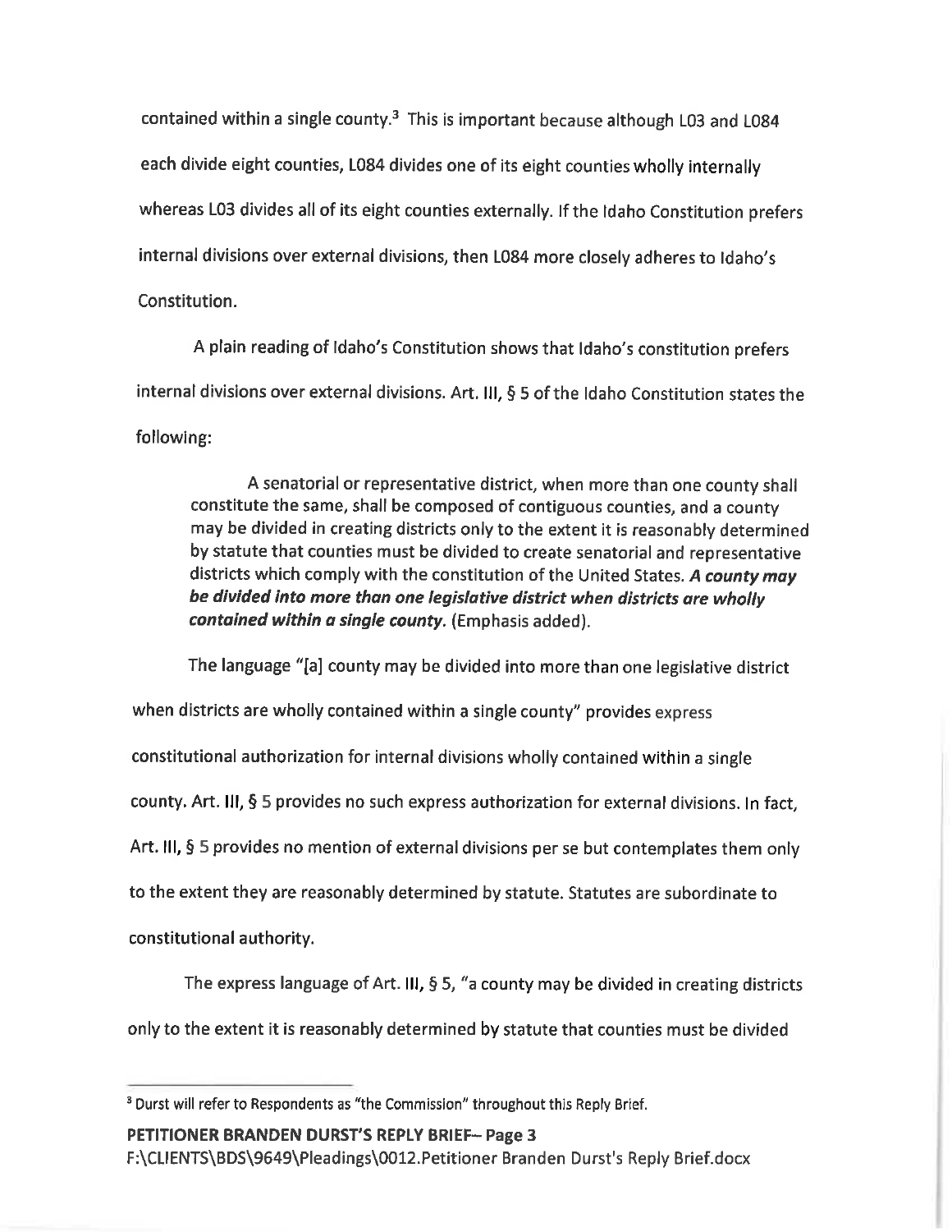contained within a single county.[3] This is important because although L03 and L084 each divide eight counties, L084 divides one of its eight counties wholly internally whereas L03 divides all of its eight counties externally. If the Idaho Constitution prefers internal divisions over external divisions, then L084 more closely adheres to Idaho's Constitution.

A plain reading of Idaho's Constitution shows that Idaho's constitution prefers internal divisions over external divisions. Art. III, § 5 of the Idaho Constitution states the following:

> A senatorial or representative district, when more than one county shall constitute the same, shall be composed of contiguous counties, and a county may be divided in creating districts only to the extent it is reasonably determined by statute that counties must be divided to create senatorial and representative districts which comply with the constitution of the United States. ***A county may be divided into more than one legislative district when districts are wholly contained within a single county.*** (Emphasis added).

The language "[a] county may be divided into more than one legislative district when districts are wholly contained within a single county" provides express constitutional authorization for internal divisions wholly contained within a single county. Art. III, § 5 provides no such express authorization for external divisions. In fact, Art. III, § 5 provides no mention of external divisions per se but contemplates them only to the extent they are reasonably determined by statute. Statutes are subordinate to constitutional authority.

The express language of Art. III, § 5, "a county may be divided in creating districts only to the extent it is reasonably determined by statute that counties must be divided

---

[3] Durst will refer to Respondents as "the Commission" throughout this Reply Brief.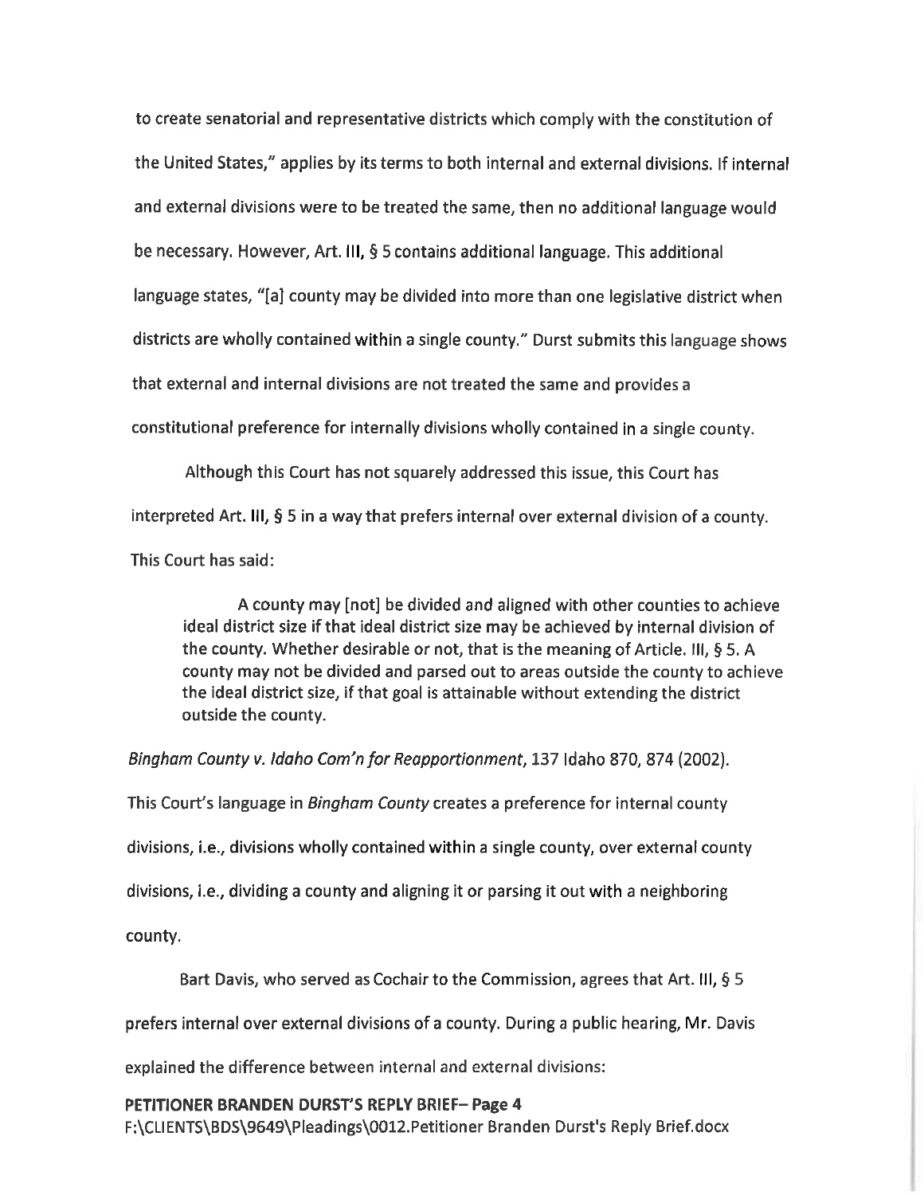to create senatorial and representative districts which comply with the constitution of the United States," applies by its terms to both internal and external divisions. If internal and external divisions were to be treated the same, then no additional language would be necessary. However, Art. III, § 5 contains additional language. This additional language states, "[a] county may be divided into more than one legislative district when districts are wholly contained within a single county." Durst submits this language shows that external and internal divisions are not treated the same and provides a constitutional preference for internally divisions wholly contained in a single county.

Although this Court has not squarely addressed this issue, this Court has interpreted Art. III, § 5 in a way that prefers internal over external division of a county. This Court has said:

> A county may [not] be divided and aligned with other counties to achieve ideal district size if that ideal district size may be achieved by internal division of the county. Whether desirable or not, that is the meaning of Article. III, § 5. A county may not be divided and parsed out to areas outside the county to achieve the ideal district size, if that goal is attainable without extending the district outside the county.

*Bingham County v. Idaho Com'n for Reapportionment*, 137 Idaho 870, 874 (2002).

This Court's language in *Bingham County* creates a preference for internal county divisions, i.e., divisions wholly contained within a single county, over external county divisions, i.e., dividing a county and aligning it or parsing it out with a neighboring county.

Bart Davis, who served as Cochair to the Commission, agrees that Art. III, § 5 prefers internal over external divisions of a county. During a public hearing, Mr. Davis explained the difference between internal and external divisions: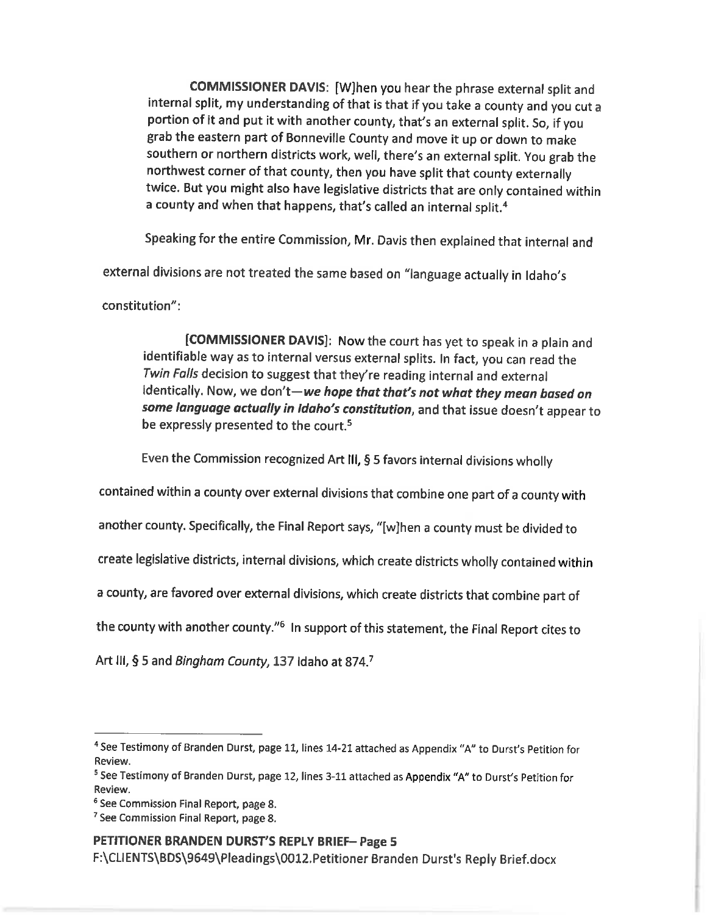> **COMMISSIONER DAVIS**: [W]hen you hear the phrase external split and internal split, my understanding of that is that if you take a county and you cut a portion of it and put it with another county, that's an external split. So, if you grab the eastern part of Bonneville County and move it up or down to make southern or northern districts work, well, there's an external split. You grab the northwest corner of that county, then you have split that county externally twice. But you might also have legislative districts that are only contained within a county and when that happens, that's called an internal split.[4]

Speaking for the entire Commission, Mr. Davis then explained that internal and external divisions are not treated the same based on "language actually in Idaho's constitution":

> **[COMMISSIONER DAVIS]**: Now the court has yet to speak in a plain and identifiable way as to internal versus external splits. In fact, you can read the *Twin Falls* decision to suggest that they're reading internal and external identically. Now, we don't—***we hope that that's not what they mean based on some language actually in Idaho's constitution***, and that issue doesn't appear to be expressly presented to the court.[5]

Even the Commission recognized Art III, § 5 favors internal divisions wholly contained within a county over external divisions that combine one part of a county with another county. Specifically, the Final Report says, "[w]hen a county must be divided to create legislative districts, internal divisions, which create districts wholly contained within a county, are favored over external divisions, which create districts that combine part of the county with another county."[6] In support of this statement, the Final Report cites to Art III, § 5 and *Bingham County*, 137 Idaho at 874.[7]

---

[4] See Testimony of Branden Durst, page 11, lines 14-21 attached as Appendix "A" to Durst's Petition for Review.

[5] See Testimony of Branden Durst, page 12, lines 3-11 attached as Appendix "A" to Durst's Petition for Review.

[6] See Commission Final Report, page 8.

[7] See Commission Final Report, page 8.

**PETITIONER BRANDEN DURST'S REPLY BRIEF– Page 5**
F:\CLIENTS\BDS\9649\Pleadings\0012.Petitioner Branden Durst's Reply Brief.docx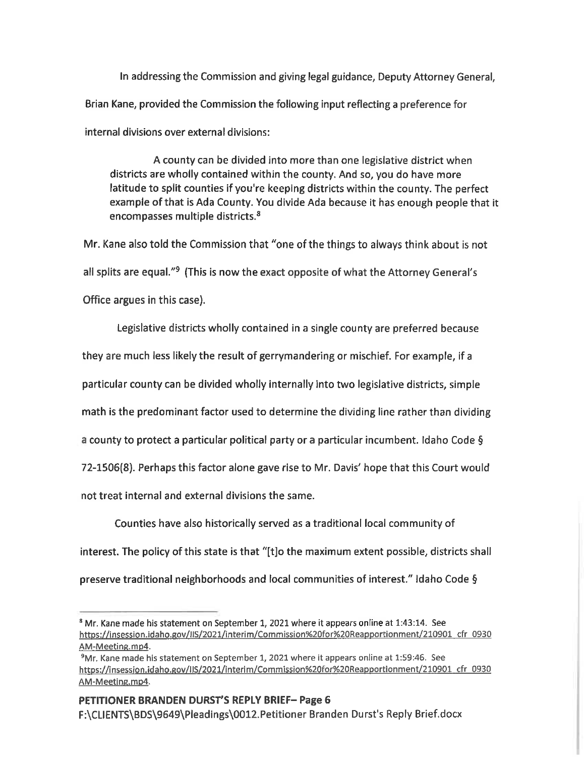In addressing the Commission and giving legal guidance, Deputy Attorney General, Brian Kane, provided the Commission the following input reflecting a preference for internal divisions over external divisions:

> A county can be divided into more than one legislative district when districts are wholly contained within the county. And so, you do have more latitude to split counties if you're keeping districts within the county. The perfect example of that is Ada County. You divide Ada because it has enough people that it encompasses multiple districts.[8]

Mr. Kane also told the Commission that "one of the things to always think about is not all splits are equal."[9] (This is now the exact opposite of what the Attorney General's Office argues in this case).

Legislative districts wholly contained in a single county are preferred because they are much less likely the result of gerrymandering or mischief. For example, if a particular county can be divided wholly internally into two legislative districts, simple math is the predominant factor used to determine the dividing line rather than dividing a county to protect a particular political party or a particular incumbent. Idaho Code § 72-1506(8). Perhaps this factor alone gave rise to Mr. Davis' hope that this Court would not treat internal and external divisions the same.

Counties have also historically served as a traditional local community of interest. The policy of this state is that "[t]o the maximum extent possible, districts shall preserve traditional neighborhoods and local communities of interest." Idaho Code §

---

[8] Mr. Kane made his statement on September 1, 2021 where it appears online at 1:43:14. See https://insession.idaho.gov/IIS/2021/Interim/Commission%20for%20Reapportionment/210901_cfr_0930AM-Meeting.mp4.

[9] Mr. Kane made his statement on September 1, 2021 where it appears online at 1:59:46. See https://insession.idaho.gov/IIS/2021/Interim/Commission%20for%20Reapportionment/210901_cfr_0930AM-Meeting.mp4.

**PETITIONER BRANDEN DURST'S REPLY BRIEF– Page 6**
F:\CLIENTS\BDS\9649\Pleadings\0012.Petitioner Branden Durst's Reply Brief.docx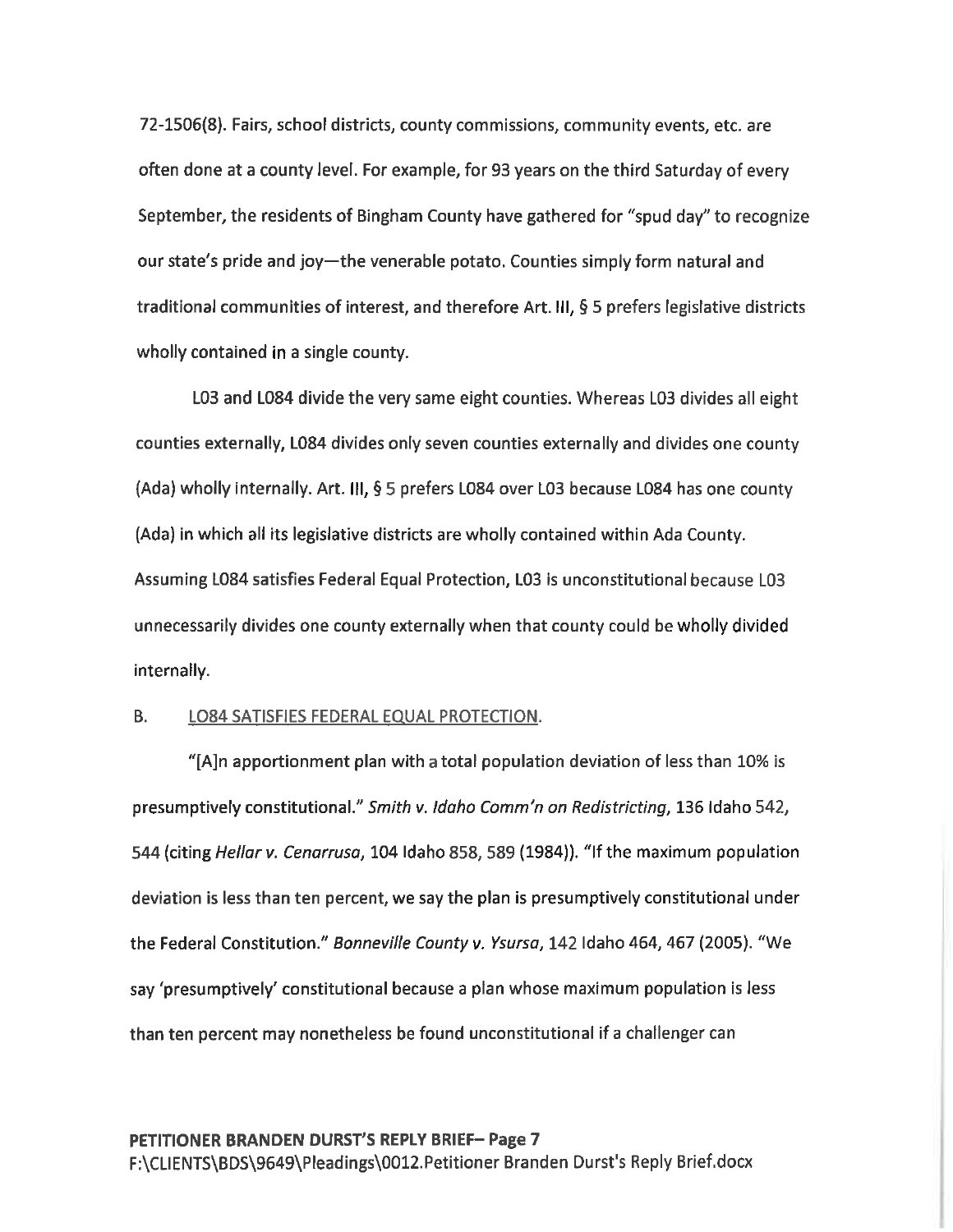72-1506(8). Fairs, school districts, county commissions, community events, etc. are often done at a county level. For example, for 93 years on the third Saturday of every September, the residents of Bingham County have gathered for "spud day" to recognize our state's pride and joy—the venerable potato. Counties simply form natural and traditional communities of interest, and therefore Art. III, § 5 prefers legislative districts wholly contained in a single county.

L03 and L084 divide the very same eight counties. Whereas L03 divides all eight counties externally, L084 divides only seven counties externally and divides one county (Ada) wholly internally. Art. III, § 5 prefers L084 over L03 because L084 has one county (Ada) in which all its legislative districts are wholly contained within Ada County. Assuming L084 satisfies Federal Equal Protection, L03 is unconstitutional because L03 unnecessarily divides one county externally when that county could be wholly divided internally.

## B. <u>L084 SATISFIES FEDERAL EQUAL PROTECTION.</u>

"[A]n apportionment plan with a total population deviation of less than 10% is presumptively constitutional." *Smith v. Idaho Comm'n on Redistricting*, 136 Idaho 542, 544 (citing *Hellar v. Cenarrusa*, 104 Idaho 858, 589 (1984)). "If the maximum population deviation is less than ten percent, we say the plan is presumptively constitutional under the Federal Constitution." *Bonneville County v. Ysursa*, 142 Idaho 464, 467 (2005). "We say 'presumptively' constitutional because a plan whose maximum population is less than ten percent may nonetheless be found unconstitutional if a challenger can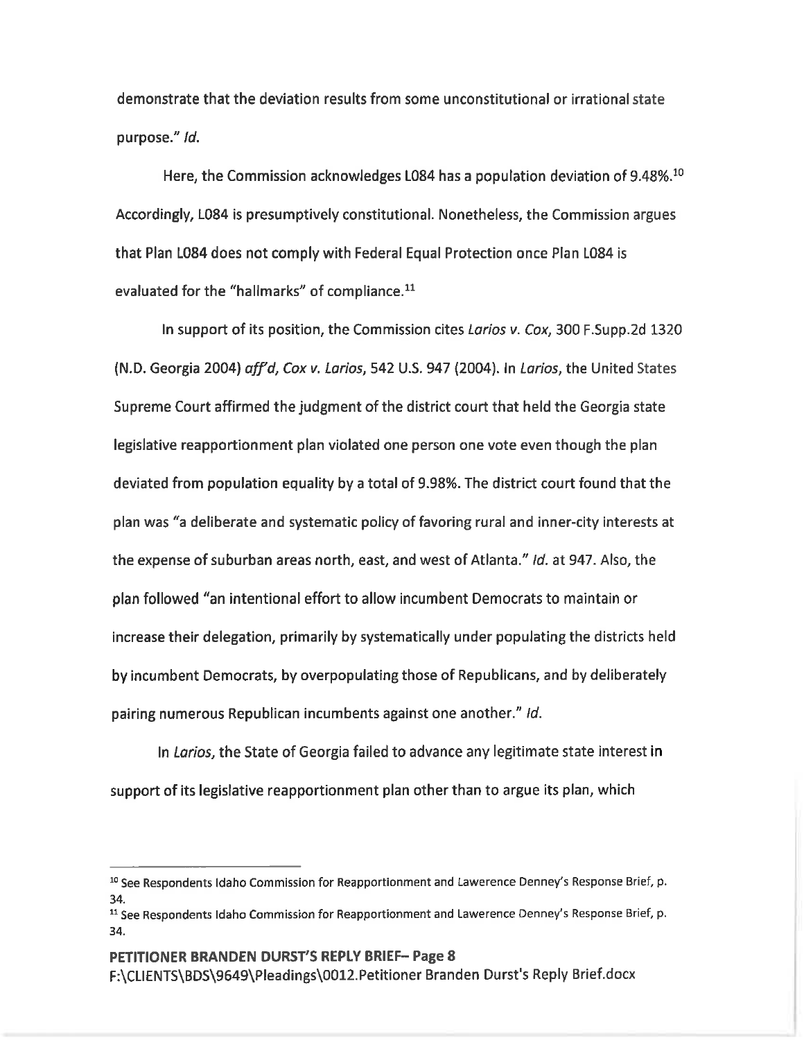demonstrate that the deviation results from some unconstitutional or irrational state purpose." *Id.*

Here, the Commission acknowledges L084 has a population deviation of 9.48%.[10] Accordingly, L084 is presumptively constitutional. Nonetheless, the Commission argues that Plan L084 does not comply with Federal Equal Protection once Plan L084 is evaluated for the "hallmarks" of compliance.[11]

In support of its position, the Commission cites *Larios v. Cox*, 300 F.Supp.2d 1320 (N.D. Georgia 2004) *aff'd*, *Cox v. Larios*, 542 U.S. 947 (2004). In *Larios*, the United States Supreme Court affirmed the judgment of the district court that held the Georgia state legislative reapportionment plan violated one person one vote even though the plan deviated from population equality by a total of 9.98%. The district court found that the plan was "a deliberate and systematic policy of favoring rural and inner-city interests at the expense of suburban areas north, east, and west of Atlanta." *Id.* at 947. Also, the plan followed "an intentional effort to allow incumbent Democrats to maintain or increase their delegation, primarily by systematically under populating the districts held by incumbent Democrats, by overpopulating those of Republicans, and by deliberately pairing numerous Republican incumbents against one another." *Id.*

In *Larios*, the State of Georgia failed to advance any legitimate state interest in support of its legislative reapportionment plan other than to argue its plan, which

---

[10] See Respondents Idaho Commission for Reapportionment and Lawerence Denney's Response Brief, p. 34.

[11] See Respondents Idaho Commission for Reapportionment and Lawerence Denney's Response Brief, p. 34.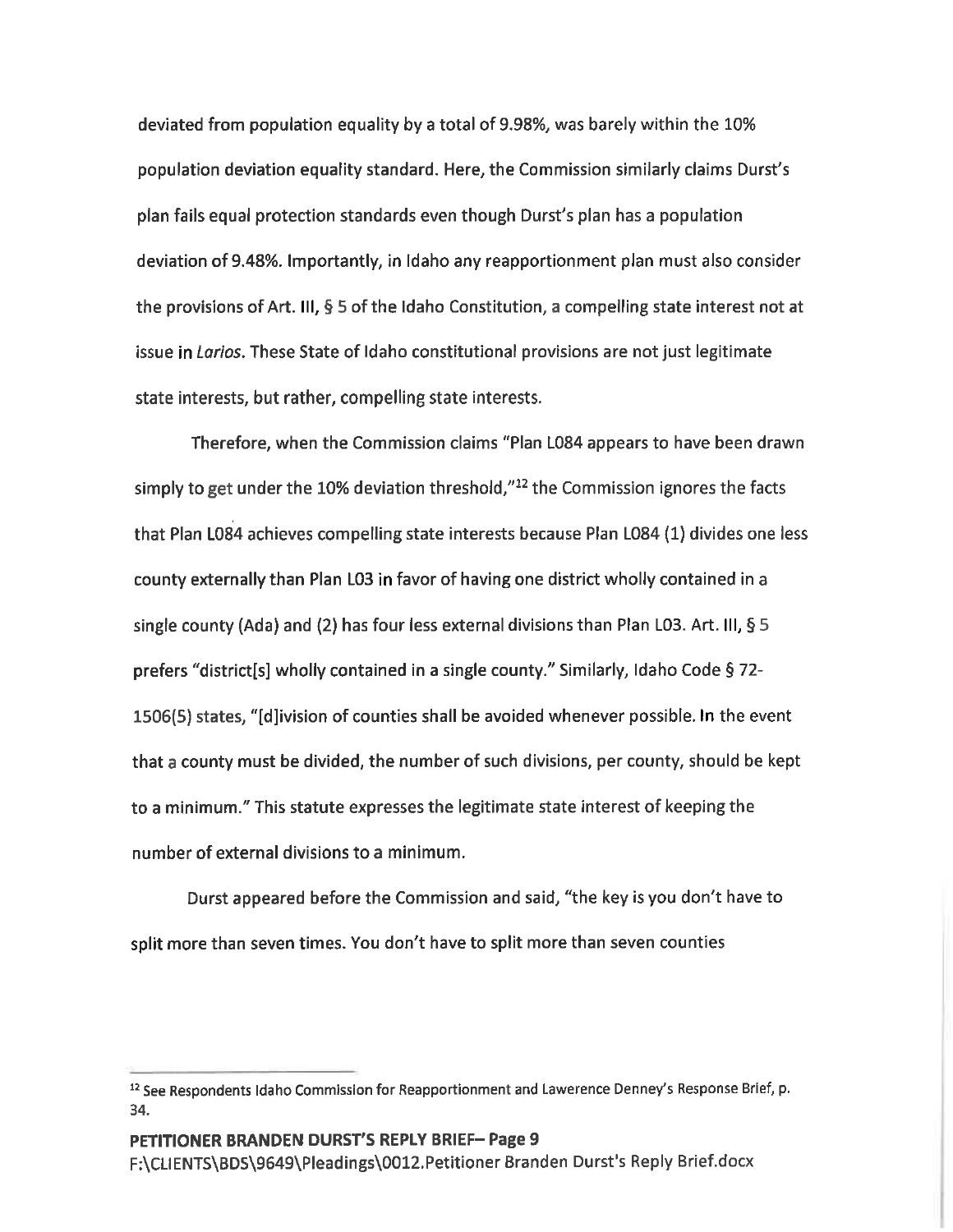deviated from population equality by a total of 9.98%, was barely within the 10% population deviation equality standard. Here, the Commission similarly claims Durst's plan fails equal protection standards even though Durst's plan has a population deviation of 9.48%. Importantly, in Idaho any reapportionment plan must also consider the provisions of Art. III, § 5 of the Idaho Constitution, a compelling state interest not at issue in *Larios*. These State of Idaho constitutional provisions are not just legitimate state interests, but rather, compelling state interests.

Therefore, when the Commission claims "Plan L084 appears to have been drawn simply to get under the 10% deviation threshold,"[12] the Commission ignores the facts that Plan L084 achieves compelling state interests because Plan L084 (1) divides one less county externally than Plan L03 in favor of having one district wholly contained in a single county (Ada) and (2) has four less external divisions than Plan L03. Art. III, § 5 prefers "district[s] wholly contained in a single county." Similarly, Idaho Code § 72-1506(5) states, "[d]ivision of counties shall be avoided whenever possible. In the event that a county must be divided, the number of such divisions, per county, should be kept to a minimum." This statute expresses the legitimate state interest of keeping the number of external divisions to a minimum.

Durst appeared before the Commission and said, "the key is you don't have to split more than seven times. You don't have to split more than seven counties

---

[12] See Respondents Idaho Commission for Reapportionment and Lawerence Denney's Response Brief, p. 34.

**PETITIONER BRANDEN DURST'S REPLY BRIEF– Page 9**
F:\CLIENTS\BDS\9649\Pleadings\0012.Petitioner Branden Durst's Reply Brief.docx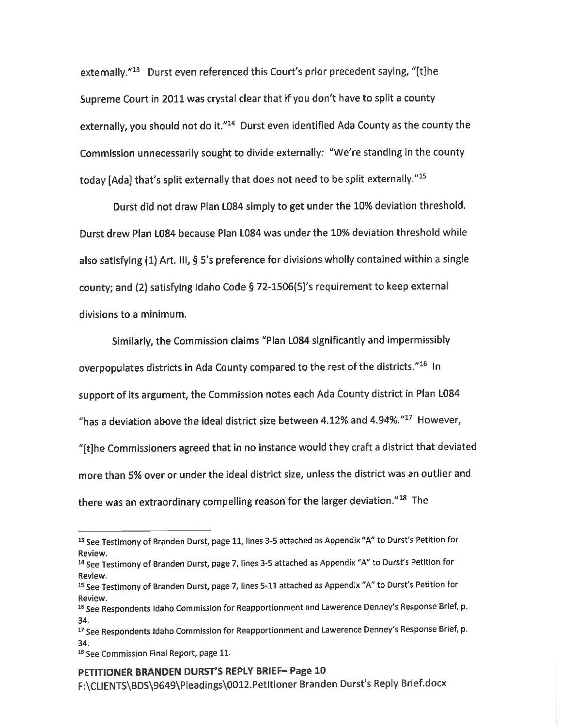externally."[13] Durst even referenced this Court's prior precedent saying, "[t]he Supreme Court in 2011 was crystal clear that if you don't have to split a county externally, you should not do it."[14] Durst even identified Ada County as the county the Commission unnecessarily sought to divide externally: "We're standing in the county today [Ada] that's split externally that does not need to be split externally."[15]

Durst did not draw Plan L084 simply to get under the 10% deviation threshold. Durst drew Plan L084 because Plan L084 was under the 10% deviation threshold while also satisfying (1) Art. III, § 5's preference for divisions wholly contained within a single county; and (2) satisfying Idaho Code § 72-1506(5)'s requirement to keep external divisions to a minimum.

Similarly, the Commission claims "Plan L084 significantly and impermissibly overpopulates districts in Ada County compared to the rest of the districts."[16] In support of its argument, the Commission notes each Ada County district in Plan L084 "has a deviation above the ideal district size between 4.12% and 4.94%."[17] However, "[t]he Commissioners agreed that in no instance would they craft a district that deviated more than 5% over or under the ideal district size, unless the district was an outlier and there was an extraordinary compelling reason for the larger deviation."[18] The

---

[13] See Testimony of Branden Durst, page 11, lines 3-5 attached as Appendix "A" to Durst's Petition for Review.

[14] See Testimony of Branden Durst, page 7, lines 3-5 attached as Appendix "A" to Durst's Petition for Review.

[15] See Testimony of Branden Durst, page 7, lines 5-11 attached as Appendix "A" to Durst's Petition for Review.

[16] See Respondents Idaho Commission for Reapportionment and Lawerence Denney's Response Brief, p. 34.

[17] See Respondents Idaho Commission for Reapportionment and Lawerence Denney's Response Brief, p. 34.

[18] See Commission Final Report, page 11.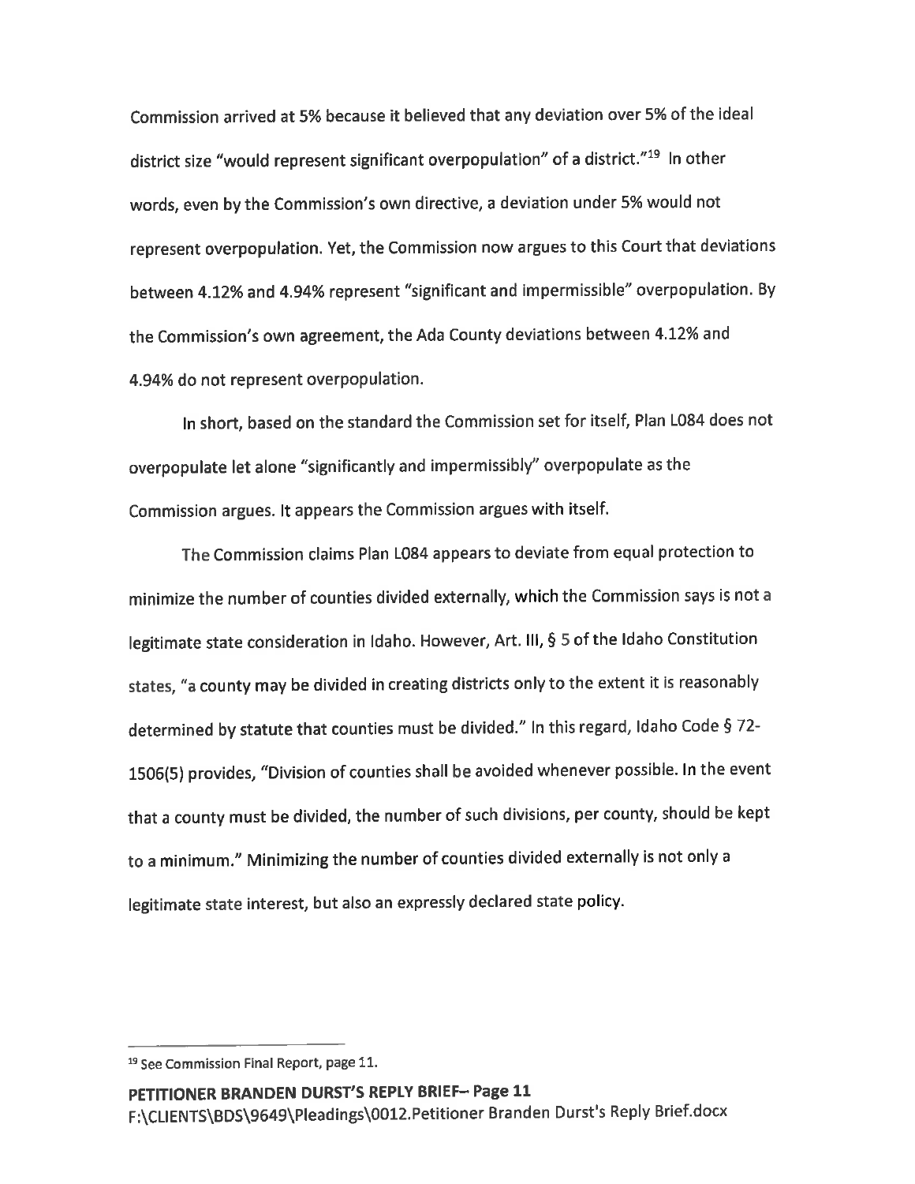Commission arrived at 5% because it believed that any deviation over 5% of the ideal district size "would represent significant overpopulation" of a district."[19] In other words, even by the Commission's own directive, a deviation under 5% would not represent overpopulation. Yet, the Commission now argues to this Court that deviations between 4.12% and 4.94% represent "significant and impermissible" overpopulation. By the Commission's own agreement, the Ada County deviations between 4.12% and 4.94% do not represent overpopulation.

In short, based on the standard the Commission set for itself, Plan L084 does not overpopulate let alone "significantly and impermissibly" overpopulate as the Commission argues. It appears the Commission argues with itself.

The Commission claims Plan L084 appears to deviate from equal protection to minimize the number of counties divided externally, which the Commission says is not a legitimate state consideration in Idaho. However, Art. III, § 5 of the Idaho Constitution states, "a county may be divided in creating districts only to the extent it is reasonably determined by statute that counties must be divided." In this regard, Idaho Code § 72-1506(5) provides, "Division of counties shall be avoided whenever possible. In the event that a county must be divided, the number of such divisions, per county, should be kept to a minimum." Minimizing the number of counties divided externally is not only a legitimate state interest, but also an expressly declared state policy.

---

[19] See Commission Final Report, page 11.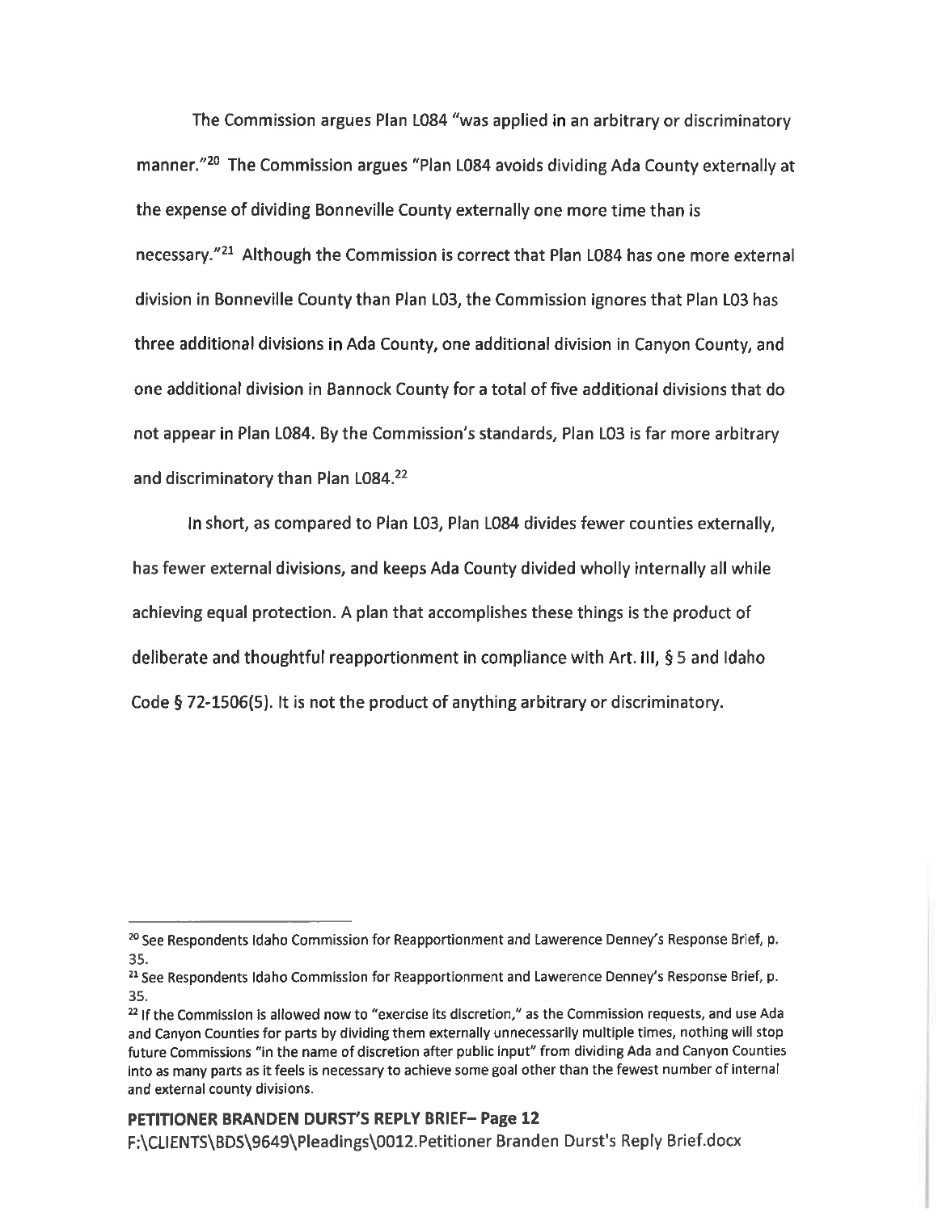The Commission argues Plan L084 "was applied in an arbitrary or discriminatory manner."[20] The Commission argues "Plan L084 avoids dividing Ada County externally at the expense of dividing Bonneville County externally one more time than is necessary."[21] Although the Commission is correct that Plan L084 has one more external division in Bonneville County than Plan L03, the Commission ignores that Plan L03 has three additional divisions in Ada County, one additional division in Canyon County, and one additional division in Bannock County for a total of five additional divisions that do not appear in Plan L084. By the Commission's standards, Plan L03 is far more arbitrary and discriminatory than Plan L084.[22]

In short, as compared to Plan L03, Plan L084 divides fewer counties externally, has fewer external divisions, and keeps Ada County divided wholly internally all while achieving equal protection. A plan that accomplishes these things is the product of deliberate and thoughtful reapportionment in compliance with Art. III, § 5 and Idaho Code § 72-1506(5). It is not the product of anything arbitrary or discriminatory.

---

[20] See Respondents Idaho Commission for Reapportionment and Lawerence Denney's Response Brief, p. 35.

[21] See Respondents Idaho Commission for Reapportionment and Lawerence Denney's Response Brief, p. 35.

[22] If the Commission is allowed now to "exercise its discretion," as the Commission requests, and use Ada and Canyon Counties for parts by dividing them externally unnecessarily multiple times, nothing will stop future Commissions "in the name of discretion after public input" from dividing Ada and Canyon Counties into as many parts as it feels is necessary to achieve some goal other than the fewest number of internal and external county divisions.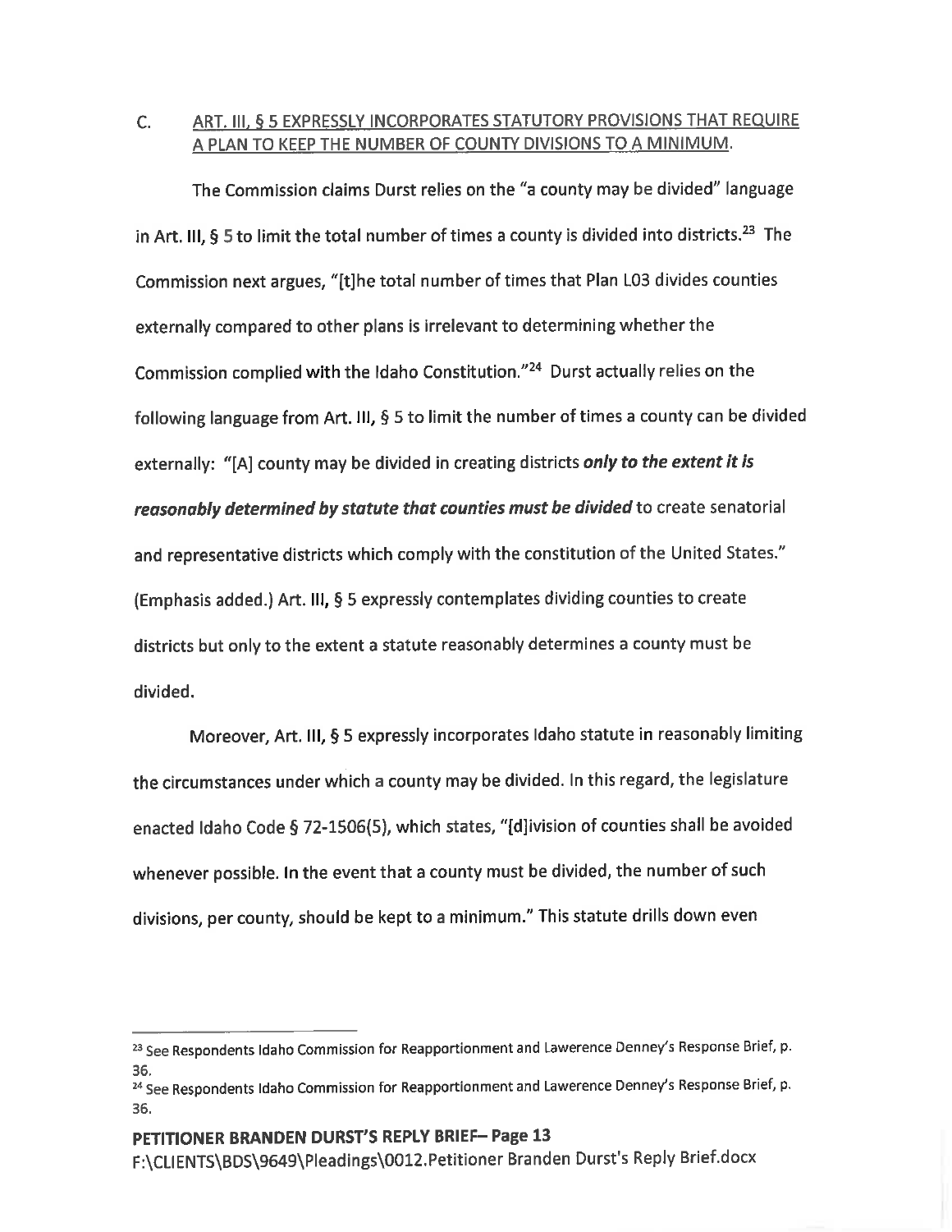C. ART. III, § 5 EXPRESSLY INCORPORATES STATUTORY PROVISIONS THAT REQUIRE A PLAN TO KEEP THE NUMBER OF COUNTY DIVISIONS TO A MINIMUM.

The Commission claims Durst relies on the "a county may be divided" language in Art. III, § 5 to limit the total number of times a county is divided into districts.[23] The Commission next argues, "[t]he total number of times that Plan L03 divides counties externally compared to other plans is irrelevant to determining whether the Commission complied with the Idaho Constitution."[24] Durst actually relies on the following language from Art. III, § 5 to limit the number of times a county can be divided externally: "[A] county may be divided in creating districts ***only to the extent it is reasonably determined by statute that counties must be divided*** to create senatorial and representative districts which comply with the constitution of the United States." (Emphasis added.) Art. III, § 5 expressly contemplates dividing counties to create districts but only to the extent a statute reasonably determines a county must be divided.

Moreover, Art. III, § 5 expressly incorporates Idaho statute in reasonably limiting the circumstances under which a county may be divided. In this regard, the legislature enacted Idaho Code § 72-1506(5), which states, "[d]ivision of counties shall be avoided whenever possible. In the event that a county must be divided, the number of such divisions, per county, should be kept to a minimum." This statute drills down even

---

[23] See Respondents Idaho Commission for Reapportionment and Lawerence Denney's Response Brief, p. 36.

[24] See Respondents Idaho Commission for Reapportionment and Lawerence Denney's Response Brief, p. 36.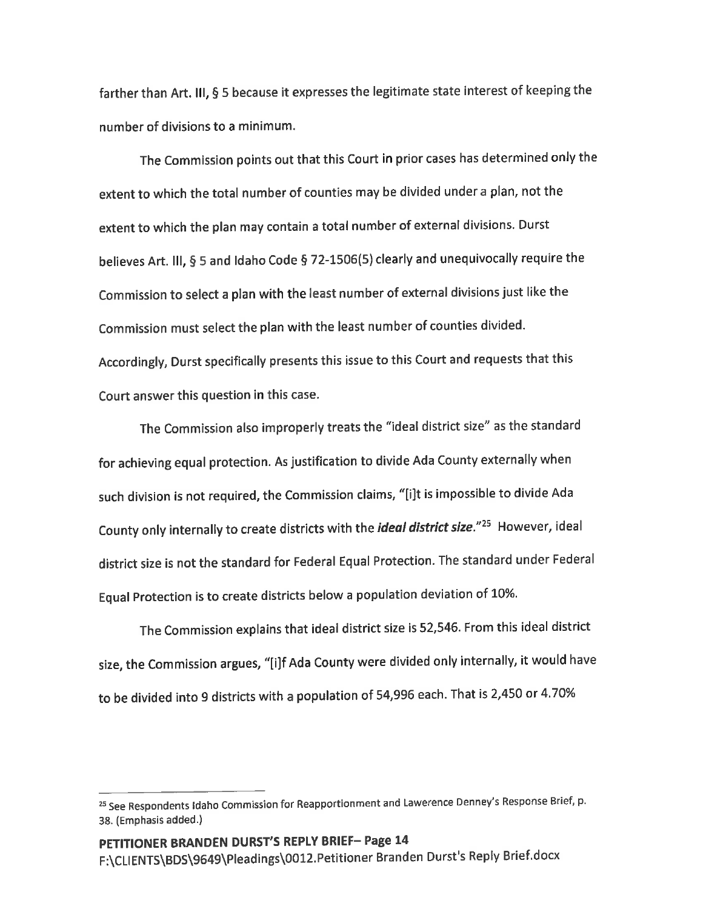farther than Art. III, § 5 because it expresses the legitimate state interest of keeping the number of divisions to a minimum.

The Commission points out that this Court in prior cases has determined only the extent to which the total number of counties may be divided under a plan, not the extent to which the plan may contain a total number of external divisions. Durst believes Art. III, § 5 and Idaho Code § 72-1506(5) clearly and unequivocally require the Commission to select a plan with the least number of external divisions just like the Commission must select the plan with the least number of counties divided. Accordingly, Durst specifically presents this issue to this Court and requests that this Court answer this question in this case.

The Commission also improperly treats the "ideal district size" as the standard for achieving equal protection. As justification to divide Ada County externally when such division is not required, the Commission claims, "[i]t is impossible to divide Ada County only internally to create districts with the ***ideal district size***."[25] However, ideal district size is not the standard for Federal Equal Protection. The standard under Federal Equal Protection is to create districts below a population deviation of 10%.

The Commission explains that ideal district size is 52,546. From this ideal district size, the Commission argues, "[i]f Ada County were divided only internally, it would have to be divided into 9 districts with a population of 54,996 each. That is 2,450 or 4.70%

---

[25] See Respondents Idaho Commission for Reapportionment and Lawerence Denney's Response Brief, p. 38. (Emphasis added.)

**PETITIONER BRANDEN DURST'S REPLY BRIEF– Page 14**
F:\CLIENTS\BDS\9649\Pleadings\0012.Petitioner Branden Durst's Reply Brief.docx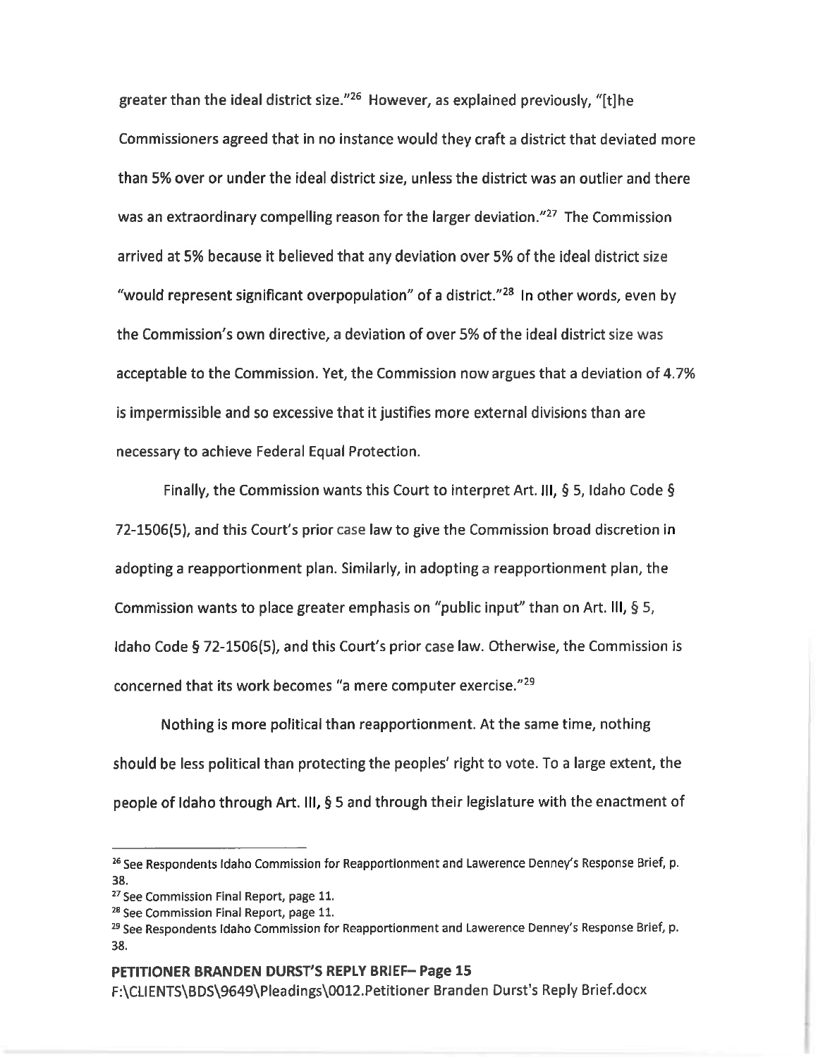greater than the ideal district size."[26] However, as explained previously, "[t]he Commissioners agreed that in no instance would they craft a district that deviated more than 5% over or under the ideal district size, unless the district was an outlier and there was an extraordinary compelling reason for the larger deviation."[27] The Commission arrived at 5% because it believed that any deviation over 5% of the ideal district size "would represent significant overpopulation" of a district."[28] In other words, even by the Commission's own directive, a deviation of over 5% of the ideal district size was acceptable to the Commission. Yet, the Commission now argues that a deviation of 4.7% is impermissible and so excessive that it justifies more external divisions than are necessary to achieve Federal Equal Protection.

Finally, the Commission wants this Court to interpret Art. III, § 5, Idaho Code § 72-1506(5), and this Court's prior case law to give the Commission broad discretion in adopting a reapportionment plan. Similarly, in adopting a reapportionment plan, the Commission wants to place greater emphasis on "public input" than on Art. III, § 5, Idaho Code § 72-1506(5), and this Court's prior case law. Otherwise, the Commission is concerned that its work becomes "a mere computer exercise."[29]

Nothing is more political than reapportionment. At the same time, nothing should be less political than protecting the peoples' right to vote. To a large extent, the people of Idaho through Art. III, § 5 and through their legislature with the enactment of

---

[26] See Respondents Idaho Commission for Reapportionment and Lawerence Denney's Response Brief, p. 38.

[27] See Commission Final Report, page 11.

[28] See Commission Final Report, page 11.

[29] See Respondents Idaho Commission for Reapportionment and Lawerence Denney's Response Brief, p. 38.

**PETITIONER BRANDEN DURST'S REPLY BRIEF– Page 15**
F:\CLIENTS\BDS\9649\Pleadings\0012.Petitioner Branden Durst's Reply Brief.docx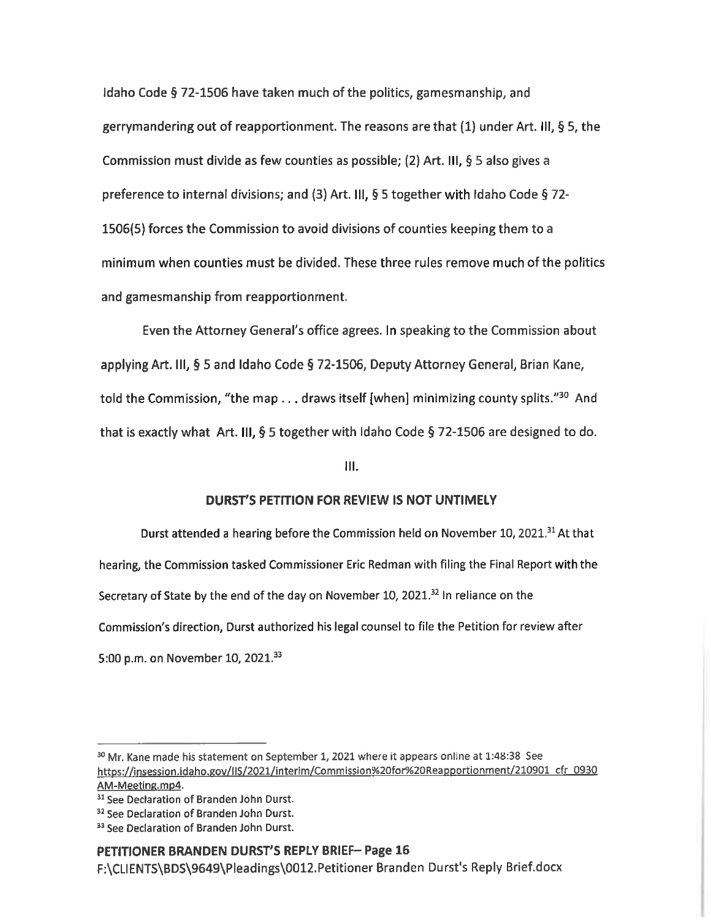Idaho Code § 72-1506 have taken much of the politics, gamesmanship, and gerrymandering out of reapportionment. The reasons are that (1) under Art. III, § 5, the Commission must divide as few counties as possible; (2) Art. III, § 5 also gives a preference to internal divisions; and (3) Art. III, § 5 together with Idaho Code § 72-1506(5) forces the Commission to avoid divisions of counties keeping them to a minimum when counties must be divided. These three rules remove much of the politics and gamesmanship from reapportionment.

Even the Attorney General's office agrees. In speaking to the Commission about applying Art. III, § 5 and Idaho Code § 72-1506, Deputy Attorney General, Brian Kane, told the Commission, "the map . . . draws itself [when] minimizing county splits."[30] And that is exactly what Art. III, § 5 together with Idaho Code § 72-1506 are designed to do.

III.

**DURST'S PETITION FOR REVIEW IS NOT UNTIMELY**

Durst attended a hearing before the Commission held on November 10, 2021.[31] At that hearing, the Commission tasked Commissioner Eric Redman with filing the Final Report with the Secretary of State by the end of the day on November 10, 2021.[32] In reliance on the Commission's direction, Durst authorized his legal counsel to file the Petition for review after 5:00 p.m. on November 10, 2021.[33]

---

[30] Mr. Kane made his statement on September 1, 2021 where it appears online at 1:48:38 See https://insession.idaho.gov/IIS/2021/interim/Commission%20for%20Reapportionment/210901_cfr_0930AM-Meeting.mp4.

[31] See Declaration of Branden John Durst.

[32] See Declaration of Branden John Durst.

[33] See Declaration of Branden John Durst.

**PETITIONER BRANDEN DURST'S REPLY BRIEF– Page 16**
F:\CLIENTS\BDS\9649\Pleadings\0012.Petitioner Branden Durst's Reply Brief.docx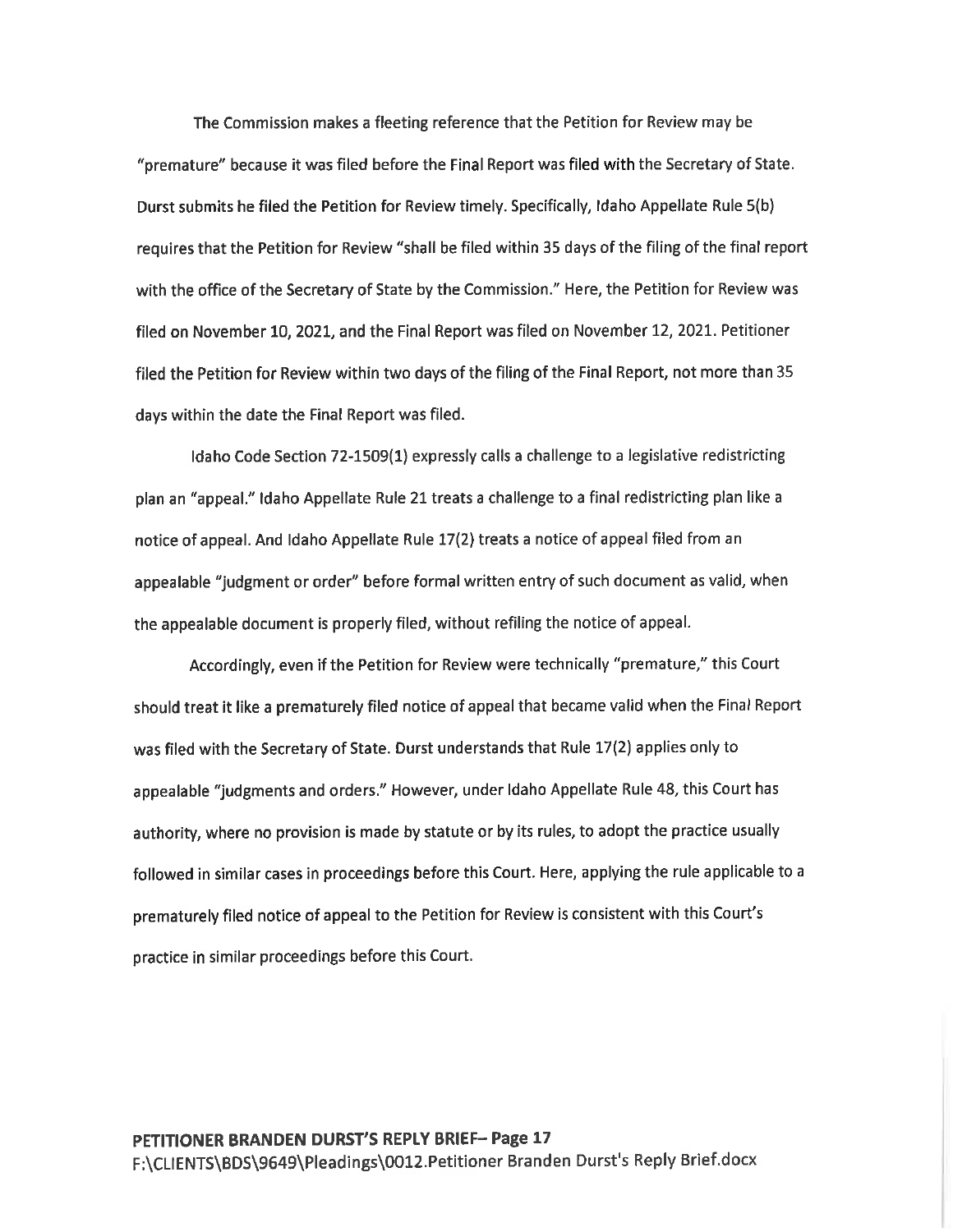The Commission makes a fleeting reference that the Petition for Review may be "premature" because it was filed before the Final Report was filed with the Secretary of State. Durst submits he filed the Petition for Review timely. Specifically, Idaho Appellate Rule 5(b) requires that the Petition for Review "shall be filed within 35 days of the filing of the final report with the office of the Secretary of State by the Commission." Here, the Petition for Review was filed on November 10, 2021, and the Final Report was filed on November 12, 2021. Petitioner filed the Petition for Review within two days of the filing of the Final Report, not more than 35 days within the date the Final Report was filed.

Idaho Code Section 72-1509(1) expressly calls a challenge to a legislative redistricting plan an "appeal." Idaho Appellate Rule 21 treats a challenge to a final redistricting plan like a notice of appeal. And Idaho Appellate Rule 17(2) treats a notice of appeal filed from an appealable "judgment or order" before formal written entry of such document as valid, when the appealable document is properly filed, without refiling the notice of appeal.

Accordingly, even if the Petition for Review were technically "premature," this Court should treat it like a prematurely filed notice of appeal that became valid when the Final Report was filed with the Secretary of State. Durst understands that Rule 17(2) applies only to appealable "judgments and orders." However, under Idaho Appellate Rule 48, this Court has authority, where no provision is made by statute or by its rules, to adopt the practice usually followed in similar cases in proceedings before this Court. Here, applying the rule applicable to a prematurely filed notice of appeal to the Petition for Review is consistent with this Court's practice in similar proceedings before this Court.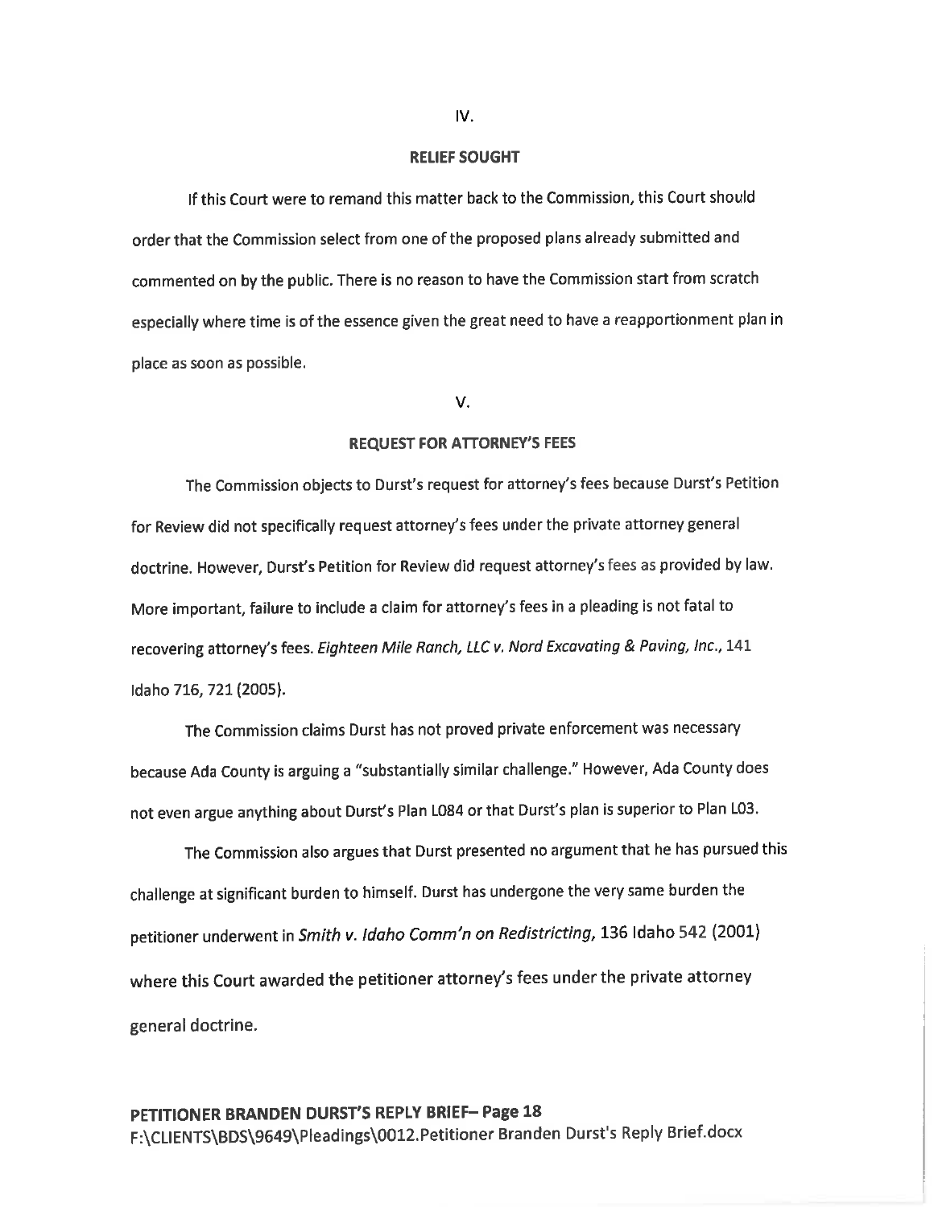## IV.

## RELIEF SOUGHT

If this Court were to remand this matter back to the Commission, this Court should order that the Commission select from one of the proposed plans already submitted and commented on by the public. There is no reason to have the Commission start from scratch especially where time is of the essence given the great need to have a reapportionment plan in place as soon as possible.

## V.

## REQUEST FOR ATTORNEY'S FEES

The Commission objects to Durst's request for attorney's fees because Durst's Petition for Review did not specifically request attorney's fees under the private attorney general doctrine. However, Durst's Petition for Review did request attorney's fees as provided by law. More important, failure to include a claim for attorney's fees in a pleading is not fatal to recovering attorney's fees. *Eighteen Mile Ranch, LLC v. Nord Excavating & Paving, Inc.*, 141 Idaho 716, 721 (2005).

The Commission claims Durst has not proved private enforcement was necessary because Ada County is arguing a "substantially similar challenge." However, Ada County does not even argue anything about Durst's Plan L084 or that Durst's plan is superior to Plan L03.

The Commission also argues that Durst presented no argument that he has pursued this challenge at significant burden to himself. Durst has undergone the very same burden the petitioner underwent in *Smith v. Idaho Comm'n on Redistricting*, 136 Idaho 542 (2001) where this Court awarded the petitioner attorney's fees under the private attorney general doctrine.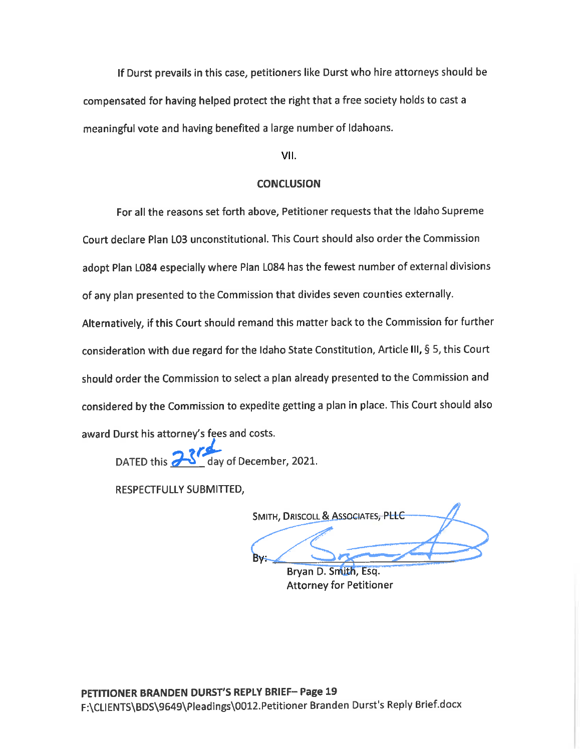If Durst prevails in this case, petitioners like Durst who hire attorneys should be compensated for having helped protect the right that a free society holds to cast a meaningful vote and having benefited a large number of Idahoans.

VII.

## CONCLUSION

For all the reasons set forth above, Petitioner requests that the Idaho Supreme Court declare Plan L03 unconstitutional. This Court should also order the Commission adopt Plan L084 especially where Plan L084 has the fewest number of external divisions of any plan presented to the Commission that divides seven counties externally. Alternatively, if this Court should remand this matter back to the Commission for further consideration with due regard for the Idaho State Constitution, Article III, § 5, this Court should order the Commission to select a plan already presented to the Commission and considered by the Commission to expedite getting a plan in place. This Court should also award Durst his attorney's fees and costs.

DATED this 23rd day of December, 2021.

RESPECTFULLY SUBMITTED,

SMITH, DRISCOLL & ASSOCIATES, PLLC

By: ______________________
Bryan D. Smith, Esq.
Attorney for Petitioner

**PETITIONER BRANDEN DURST'S REPLY BRIEF– Page 19**
F:\CLIENTS\BDS\9649\Pleadings\0012.Petitioner Branden Durst's Reply Brief.docx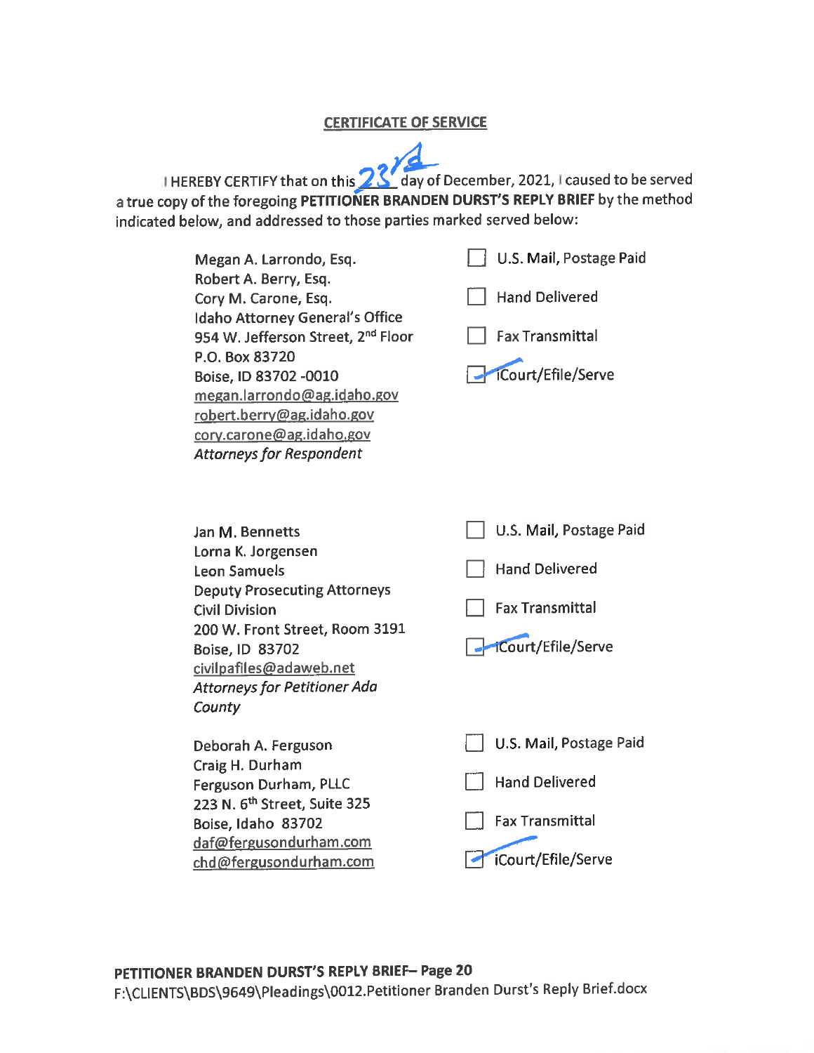## CERTIFICATE OF SERVICE

I HEREBY CERTIFY that on this 23rd day of December, 2021, I caused to be served a true copy of the foregoing **PETITIONER BRANDEN DURST'S REPLY BRIEF** by the method indicated below, and addressed to those parties marked served below:

| | |
|---|---|
| Megan A. Larrondo, Esq.<br>Robert A. Berry, Esq.<br>Cory M. Carone, Esq.<br>Idaho Attorney General's Office<br>954 W. Jefferson Street, 2nd Floor<br>P.O. Box 83720<br>Boise, ID 83702 -0010<br>megan.larrondo@ag.idaho.gov<br>robert.berry@ag.idaho.gov<br>cory.carone@ag.idaho.gov<br>*Attorneys for Respondent* | ☐ U.S. Mail, Postage Paid<br>☐ Hand Delivered<br>☐ Fax Transmittal<br>☑ iCourt/Efile/Serve |
| Jan M. Bennetts<br>Lorna K. Jorgensen<br>Leon Samuels<br>Deputy Prosecuting Attorneys<br>Civil Division<br>200 W. Front Street, Room 3191<br>Boise, ID 83702<br>civilpafiles@adaweb.net<br>*Attorneys for Petitioner Ada County* | ☐ U.S. Mail, Postage Paid<br>☐ Hand Delivered<br>☐ Fax Transmittal<br>☑ iCourt/Efile/Serve |
| Deborah A. Ferguson<br>Craig H. Durham<br>Ferguson Durham, PLLC<br>223 N. 6th Street, Suite 325<br>Boise, Idaho 83702<br>daf@fergusondurham.com<br>chd@fergusondurham.com | ☐ U.S. Mail, Postage Paid<br>☐ Hand Delivered<br>☐ Fax Transmittal<br>☑ iCourt/Efile/Serve |

**PETITIONER BRANDEN DURST'S REPLY BRIEF– Page 20**
F:\CLIENTS\BDS\9649\Pleadings\0012.Petitioner Branden Durst's Reply Brief.docx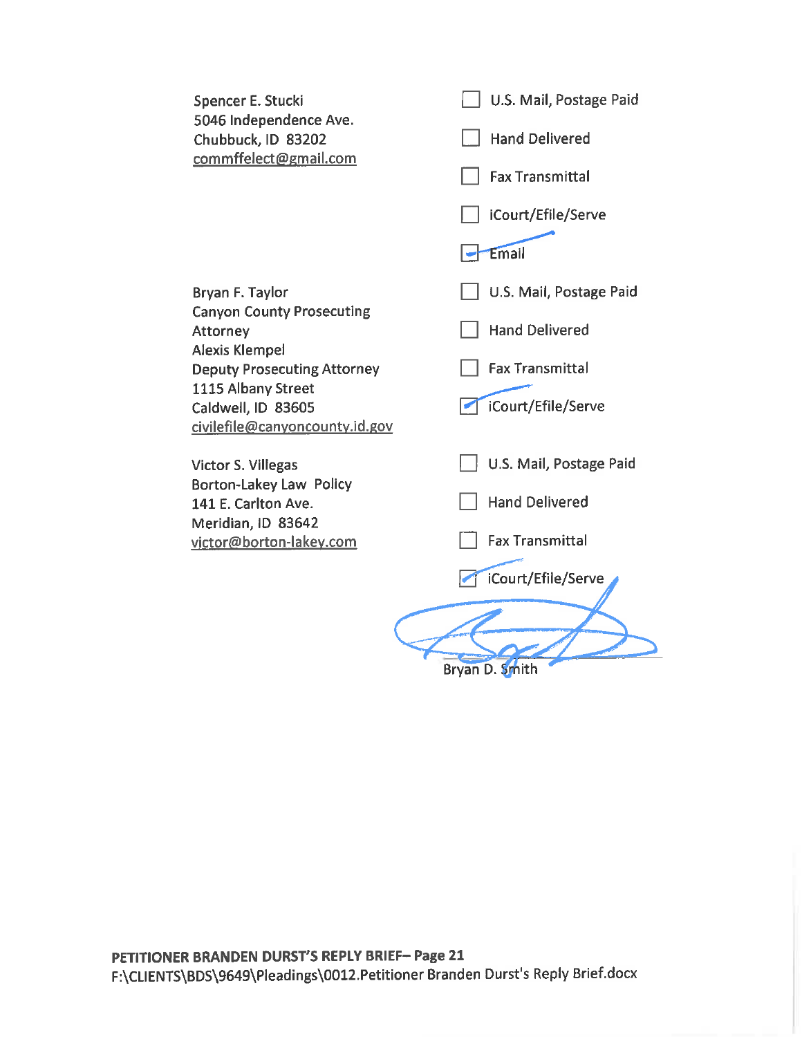| | |
|---|---|
| Spencer E. Stucki<br>5046 Independence Ave.<br>Chubbuck, ID 83202<br>commffelect@gmail.com | ☐ U.S. Mail, Postage Paid<br>☐ Hand Delivered<br>☐ Fax Transmittal<br>☐ iCourt/Efile/Serve<br>☑ Email |
| Bryan F. Taylor<br>Canyon County Prosecuting Attorney<br>Alexis Klempel<br>Deputy Prosecuting Attorney<br>1115 Albany Street<br>Caldwell, ID 83605<br>civilefile@canyoncounty.id.gov | ☐ U.S. Mail, Postage Paid<br>☐ Hand Delivered<br>☐ Fax Transmittal<br>☑ iCourt/Efile/Serve |
| Victor S. Villegas<br>Borton-Lakey Law Policy<br>141 E. Carlton Ave.<br>Meridian, ID 83642<br>victor@borton-lakey.com | ☐ U.S. Mail, Postage Paid<br>☐ Hand Delivered<br>☐ Fax Transmittal<br>☑ iCourt/Efile/Serve |

Bryan D. Smith

PETITIONER BRANDEN DURST'S REPLY BRIEF– Page 21
F:\CLIENTS\BDS\9649\Pleadings\0012.Petitioner Branden Durst's Reply Brief.docx